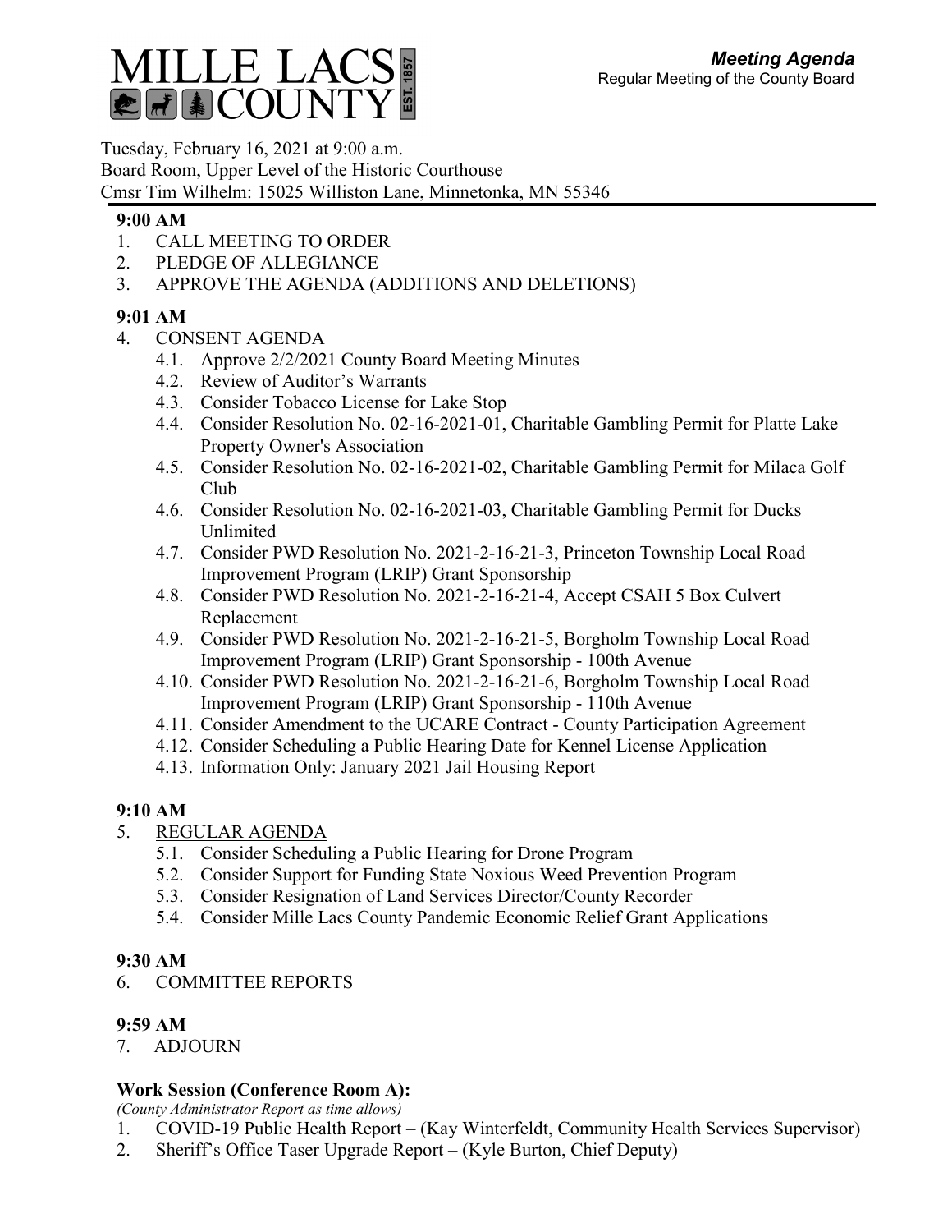# MILLE LACS COUNTY EST. 1857

***Meeting Agenda***
Regular Meeting of the County Board

Tuesday, February 16, 2021 at 9:00 a.m.
Board Room, Upper Level of the Historic Courthouse
Cmsr Tim Wilhelm: 15025 Williston Lane, Minnetonka, MN 55346

**9:00 AM**

1. CALL MEETING TO ORDER
2. PLEDGE OF ALLEGIANCE
3. APPROVE THE AGENDA (ADDITIONS AND DELETIONS)

**9:01 AM**

4. CONSENT AGENDA
   - 4.1. Approve 2/2/2021 County Board Meeting Minutes
   - 4.2. Review of Auditor's Warrants
   - 4.3. Consider Tobacco License for Lake Stop
   - 4.4. Consider Resolution No. 02-16-2021-01, Charitable Gambling Permit for Platte Lake Property Owner's Association
   - 4.5. Consider Resolution No. 02-16-2021-02, Charitable Gambling Permit for Milaca Golf Club
   - 4.6. Consider Resolution No. 02-16-2021-03, Charitable Gambling Permit for Ducks Unlimited
   - 4.7. Consider PWD Resolution No. 2021-2-16-21-3, Princeton Township Local Road Improvement Program (LRIP) Grant Sponsorship
   - 4.8. Consider PWD Resolution No. 2021-2-16-21-4, Accept CSAH 5 Box Culvert Replacement
   - 4.9. Consider PWD Resolution No. 2021-2-16-21-5, Borgholm Township Local Road Improvement Program (LRIP) Grant Sponsorship - 100th Avenue
   - 4.10. Consider PWD Resolution No. 2021-2-16-21-6, Borgholm Township Local Road Improvement Program (LRIP) Grant Sponsorship - 110th Avenue
   - 4.11. Consider Amendment to the UCARE Contract - County Participation Agreement
   - 4.12. Consider Scheduling a Public Hearing Date for Kennel License Application
   - 4.13. Information Only: January 2021 Jail Housing Report

**9:10 AM**

5. REGULAR AGENDA
   - 5.1. Consider Scheduling a Public Hearing for Drone Program
   - 5.2. Consider Support for Funding State Noxious Weed Prevention Program
   - 5.3. Consider Resignation of Land Services Director/County Recorder
   - 5.4. Consider Mille Lacs County Pandemic Economic Relief Grant Applications

**9:30 AM**

6. COMMITTEE REPORTS

**9:59 AM**

7. ADJOURN

**Work Session (Conference Room A):**

*(County Administrator Report as time allows)*

1. COVID-19 Public Health Report – (Kay Winterfeldt, Community Health Services Supervisor)
2. Sheriff's Office Taser Upgrade Report – (Kyle Burton, Chief Deputy)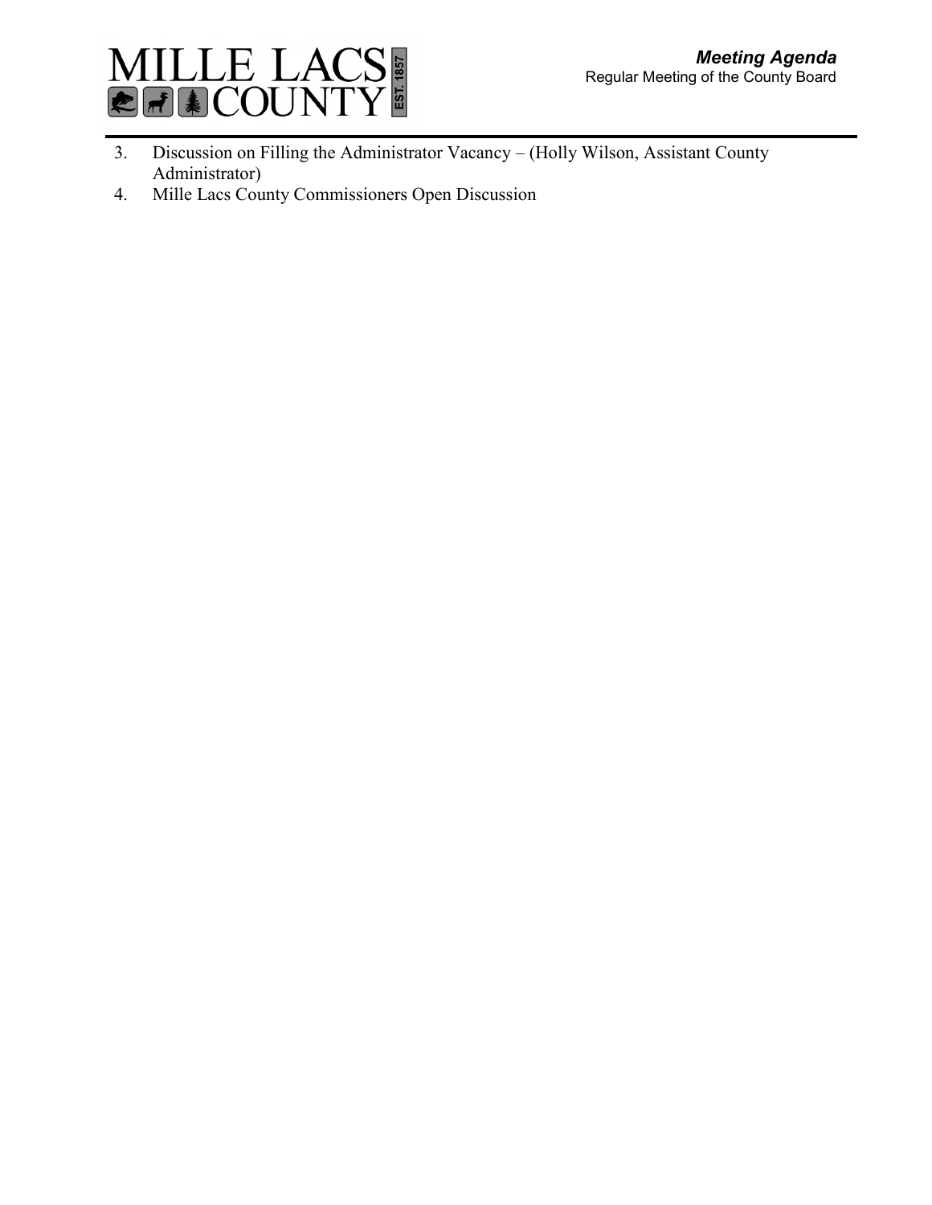3. Discussion on Filling the Administrator Vacancy – (Holly Wilson, Assistant County Administrator)
4. Mille Lacs County Commissioners Open Discussion